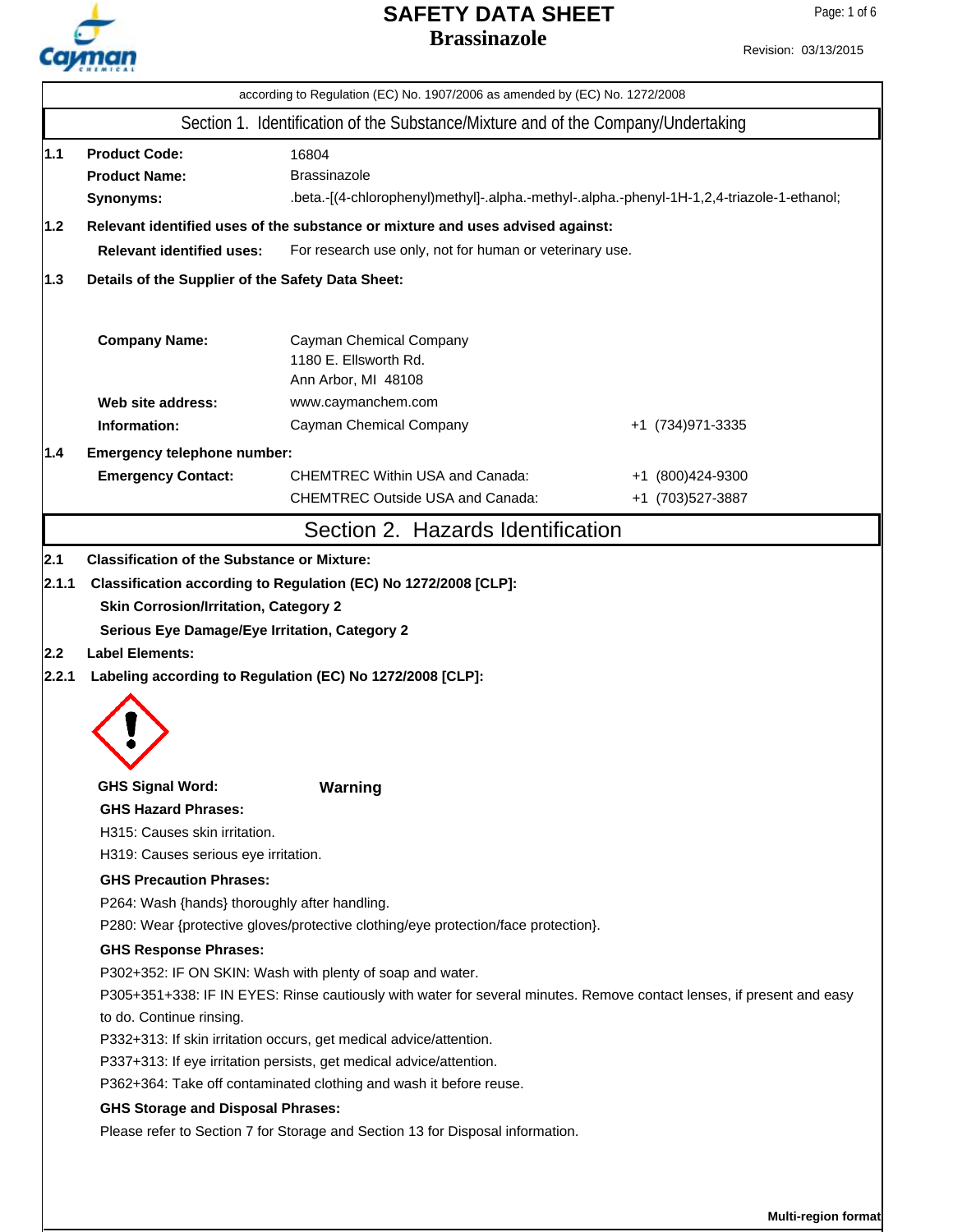# SAFETY DATA SHEET
## Brassinazole

Revision: 03/13/2015

according to Regulation (EC) No. 1907/2006 as amended by (EC) No. 1272/2008

## Section 1. Identification of the Substance/Mixture and of the Company/Undertaking

**1.1**

| | |
|---|---|
| **Product Code:** | 16804 |
| **Product Name:** | Brassinazole |
| **Synonyms:** | .beta.-[(4-chlorophenyl)methyl]-.alpha.-methyl-.alpha.-phenyl-1H-1,2,4-triazole-1-ethanol; |

**1.2 Relevant identified uses of the substance or mixture and uses advised against:**

**Relevant identified uses:** For research use only, not for human or veterinary use.

**1.3 Details of the Supplier of the Safety Data Sheet:**

| | | |
|---|---|---|
| **Company Name:** | Cayman Chemical Company<br>1180 E. Ellsworth Rd.<br>Ann Arbor, MI 48108 | |
| **Web site address:** | www.caymanchem.com | |
| **Information:** | Cayman Chemical Company | +1 (734)971-3335 |

**1.4 Emergency telephone number:**

| | | |
|---|---|---|
| **Emergency Contact:** | CHEMTREC Within USA and Canada: | +1 (800)424-9300 |
| | CHEMTREC Outside USA and Canada: | +1 (703)527-3887 |

## Section 2. Hazards Identification

**2.1 Classification of the Substance or Mixture:**

**2.1.1 Classification according to Regulation (EC) No 1272/2008 [CLP]:**

**Skin Corrosion/Irritation, Category 2**

**Serious Eye Damage/Eye Irritation, Category 2**

**2.2 Label Elements:**

**2.2.1 Labeling according to Regulation (EC) No 1272/2008 [CLP]:**

**GHS Signal Word:** **Warning**

**GHS Hazard Phrases:**

H315: Causes skin irritation.

H319: Causes serious eye irritation.

**GHS Precaution Phrases:**

P264: Wash {hands} thoroughly after handling.

P280: Wear {protective gloves/protective clothing/eye protection/face protection}.

**GHS Response Phrases:**

P302+352: IF ON SKIN: Wash with plenty of soap and water.

P305+351+338: IF IN EYES: Rinse cautiously with water for several minutes. Remove contact lenses, if present and easy to do. Continue rinsing.

P332+313: If skin irritation occurs, get medical advice/attention.

P337+313: If eye irritation persists, get medical advice/attention.

P362+364: Take off contaminated clothing and wash it before reuse.

**GHS Storage and Disposal Phrases:**

Please refer to Section 7 for Storage and Section 13 for Disposal information.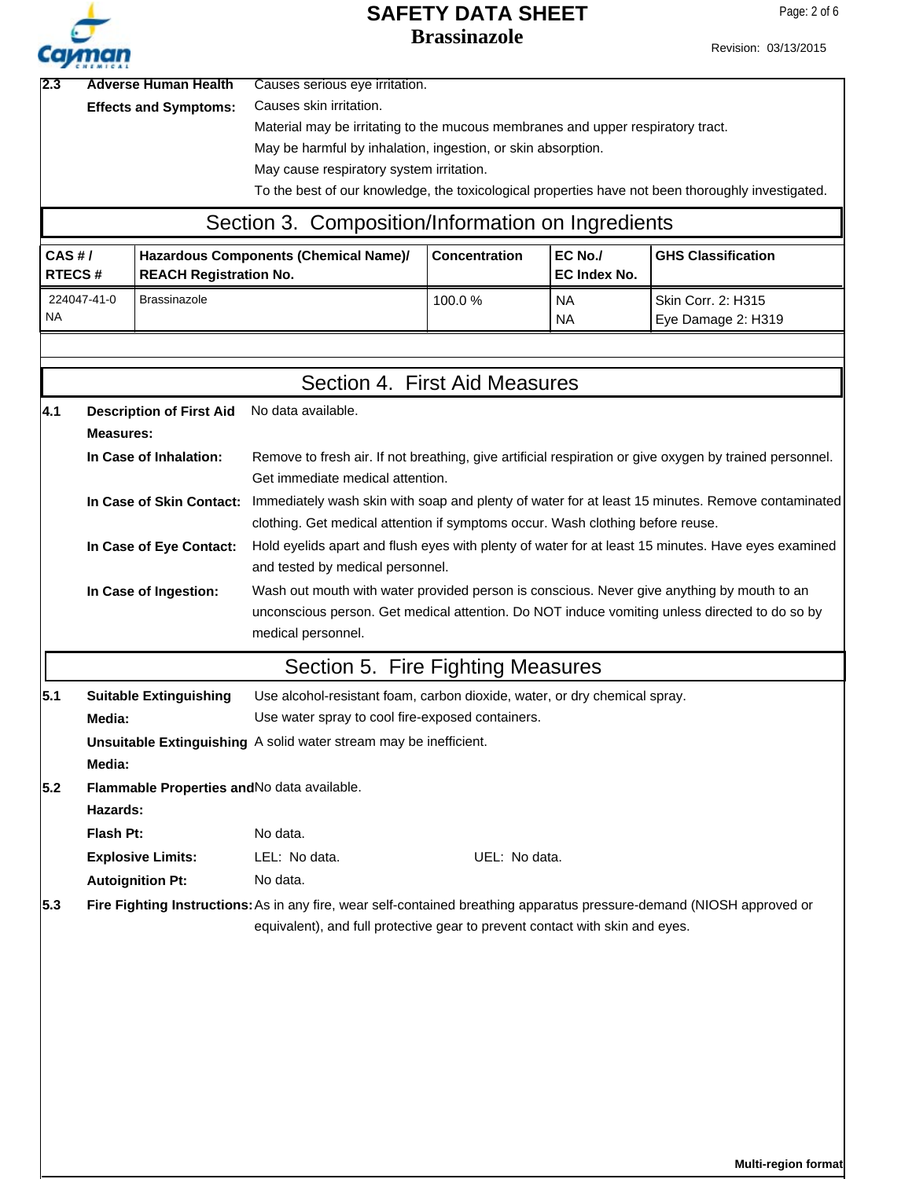**2.3 Adverse Human Health Effects and Symptoms:**

Causes serious eye irritation.
Causes skin irritation.
Material may be irritating to the mucous membranes and upper respiratory tract.
May be harmful by inhalation, ingestion, or skin absorption.
May cause respiratory system irritation.
To the best of our knowledge, the toxicological properties have not been thoroughly investigated.

## Section 3. Composition/Information on Ingredients

| CAS # / RTECS # | Hazardous Components (Chemical Name)/ REACH Registration No. | Concentration | EC No./ EC Index No. | GHS Classification |
|---|---|---|---|---|
| 224047-41-0 NA | Brassinazole | 100.0 % | NA NA | Skin Corr. 2: H315 Eye Damage 2: H319 |

## Section 4. First Aid Measures

**4.1 Description of First Aid Measures:** No data available.

**In Case of Inhalation:** Remove to fresh air. If not breathing, give artificial respiration or give oxygen by trained personnel. Get immediate medical attention.

**In Case of Skin Contact:** Immediately wash skin with soap and plenty of water for at least 15 minutes. Remove contaminated clothing. Get medical attention if symptoms occur. Wash clothing before reuse.

**In Case of Eye Contact:** Hold eyelids apart and flush eyes with plenty of water for at least 15 minutes. Have eyes examined and tested by medical personnel.

**In Case of Ingestion:** Wash out mouth with water provided person is conscious. Never give anything by mouth to an unconscious person. Get medical attention. Do NOT induce vomiting unless directed to do so by medical personnel.

## Section 5. Fire Fighting Measures

**5.1 Suitable Extinguishing Media:** Use alcohol-resistant foam, carbon dioxide, water, or dry chemical spray. Use water spray to cool fire-exposed containers.

**Unsuitable Extinguishing Media:** A solid water stream may be inefficient.

**5.2 Flammable Properties and Hazards:** No data available.

**Flash Pt:** No data.

**Explosive Limits:** LEL: No data. UEL: No data.

**Autoignition Pt:** No data.

**5.3 Fire Fighting Instructions:** As in any fire, wear self-contained breathing apparatus pressure-demand (NIOSH approved or equivalent), and full protective gear to prevent contact with skin and eyes.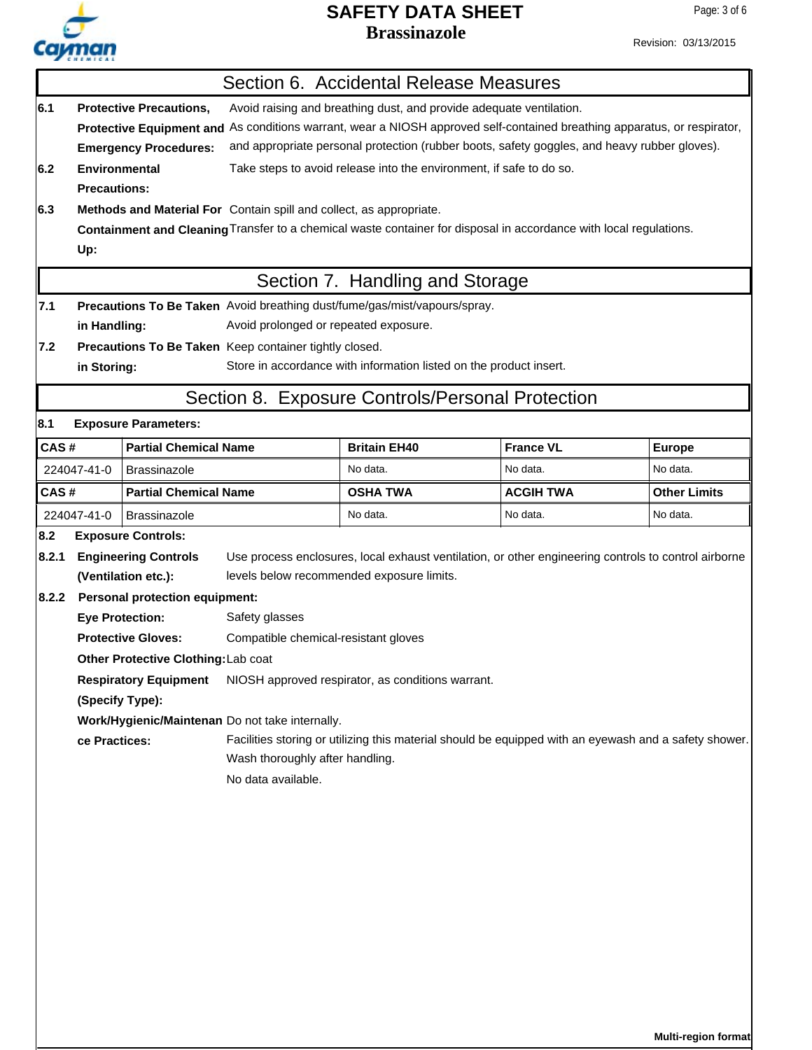## Section 6. Accidental Release Measures

**6.1 Protective Precautions, Protective Equipment and Emergency Procedures:** Avoid raising and breathing dust, and provide adequate ventilation.
As conditions warrant, wear a NIOSH approved self-contained breathing apparatus, or respirator, and appropriate personal protection (rubber boots, safety goggles, and heavy rubber gloves).

**6.2 Environmental Precautions:** Take steps to avoid release into the environment, if safe to do so.

**6.3 Methods and Material For Containment and Cleaning Up:** Contain spill and collect, as appropriate.
Transfer to a chemical waste container for disposal in accordance with local regulations.

## Section 7. Handling and Storage

**7.1 Precautions To Be Taken in Handling:** Avoid breathing dust/fume/gas/mist/vapours/spray.
Avoid prolonged or repeated exposure.

**7.2 Precautions To Be Taken in Storing:** Keep container tightly closed.
Store in accordance with information listed on the product insert.

## Section 8. Exposure Controls/Personal Protection

**8.1 Exposure Parameters:**

| CAS # | Partial Chemical Name | Britain EH40 | France VL | Europe |
|---|---|---|---|---|
| 224047-41-0 | Brassinazole | No data. | No data. | No data. |
| **CAS #** | **Partial Chemical Name** | **OSHA TWA** | **ACGIH TWA** | **Other Limits** |
| 224047-41-0 | Brassinazole | No data. | No data. | No data. |

**8.2 Exposure Controls:**

**8.2.1 Engineering Controls (Ventilation etc.):** Use process enclosures, local exhaust ventilation, or other engineering controls to control airborne levels below recommended exposure limits.

**8.2.2 Personal protection equipment:**

**Eye Protection:** Safety glasses

**Protective Gloves:** Compatible chemical-resistant gloves

**Other Protective Clothing:** Lab coat

**Respiratory Equipment (Specify Type):** NIOSH approved respirator, as conditions warrant.

**Work/Hygienic/Maintenance Practices:** Do not take internally.
Facilities storing or utilizing this material should be equipped with an eyewash and a safety shower.
Wash thoroughly after handling.
No data available.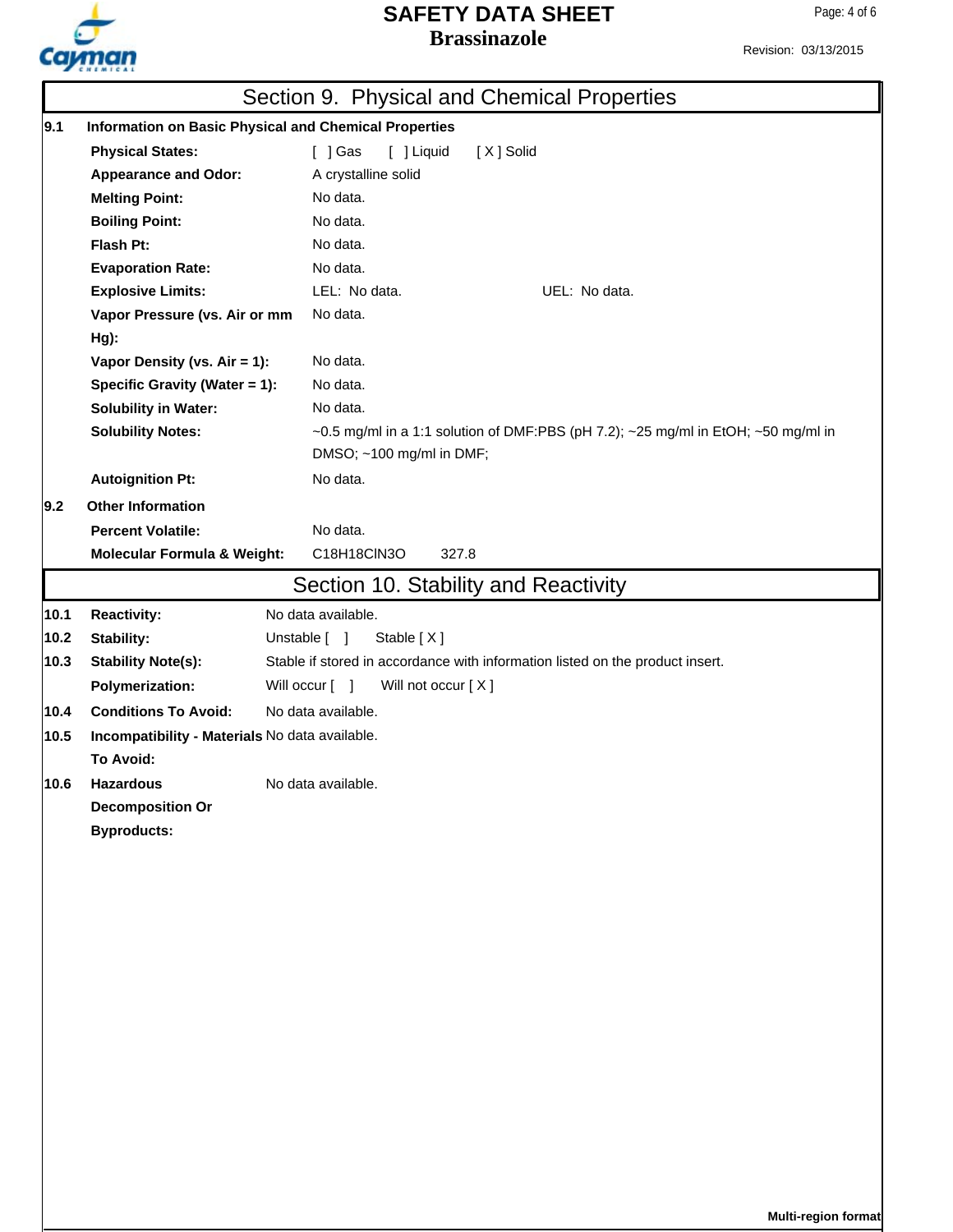## Section 9. Physical and Chemical Properties

### 9.1 Information on Basic Physical and Chemical Properties

| | |
|---|---|
| **Physical States:** | [ ] Gas [ ] Liquid [ X ] Solid |
| **Appearance and Odor:** | A crystalline solid |
| **Melting Point:** | No data. |
| **Boiling Point:** | No data. |
| **Flash Pt:** | No data. |
| **Evaporation Rate:** | No data. |
| **Explosive Limits:** | LEL: No data. UEL: No data. |
| **Vapor Pressure (vs. Air or mm Hg):** | No data. |
| **Vapor Density (vs. Air = 1):** | No data. |
| **Specific Gravity (Water = 1):** | No data. |
| **Solubility in Water:** | No data. |
| **Solubility Notes:** | ~0.5 mg/ml in a 1:1 solution of DMF:PBS (pH 7.2); ~25 mg/ml in EtOH; ~50 mg/ml in DMSO; ~100 mg/ml in DMF; |
| **Autoignition Pt:** | No data. |

### 9.2 Other Information

| | |
|---|---|
| **Percent Volatile:** | No data. |
| **Molecular Formula & Weight:** | $C_{18}H_{18}ClN_3O$ 327.8 |

## Section 10. Stability and Reactivity

| | | |
|---|---|---|
| 10.1 | **Reactivity:** | No data available. |
| 10.2 | **Stability:** | Unstable [ ] Stable [ X ] |
| 10.3 | **Stability Note(s):** | Stable if stored in accordance with information listed on the product insert. |
| | **Polymerization:** | Will occur [ ] Will not occur [ X ] |
| 10.4 | **Conditions To Avoid:** | No data available. |
| 10.5 | **Incompatibility - Materials To Avoid:** | No data available. |
| 10.6 | **Hazardous Decomposition Or Byproducts:** | No data available. |

**Multi-region format**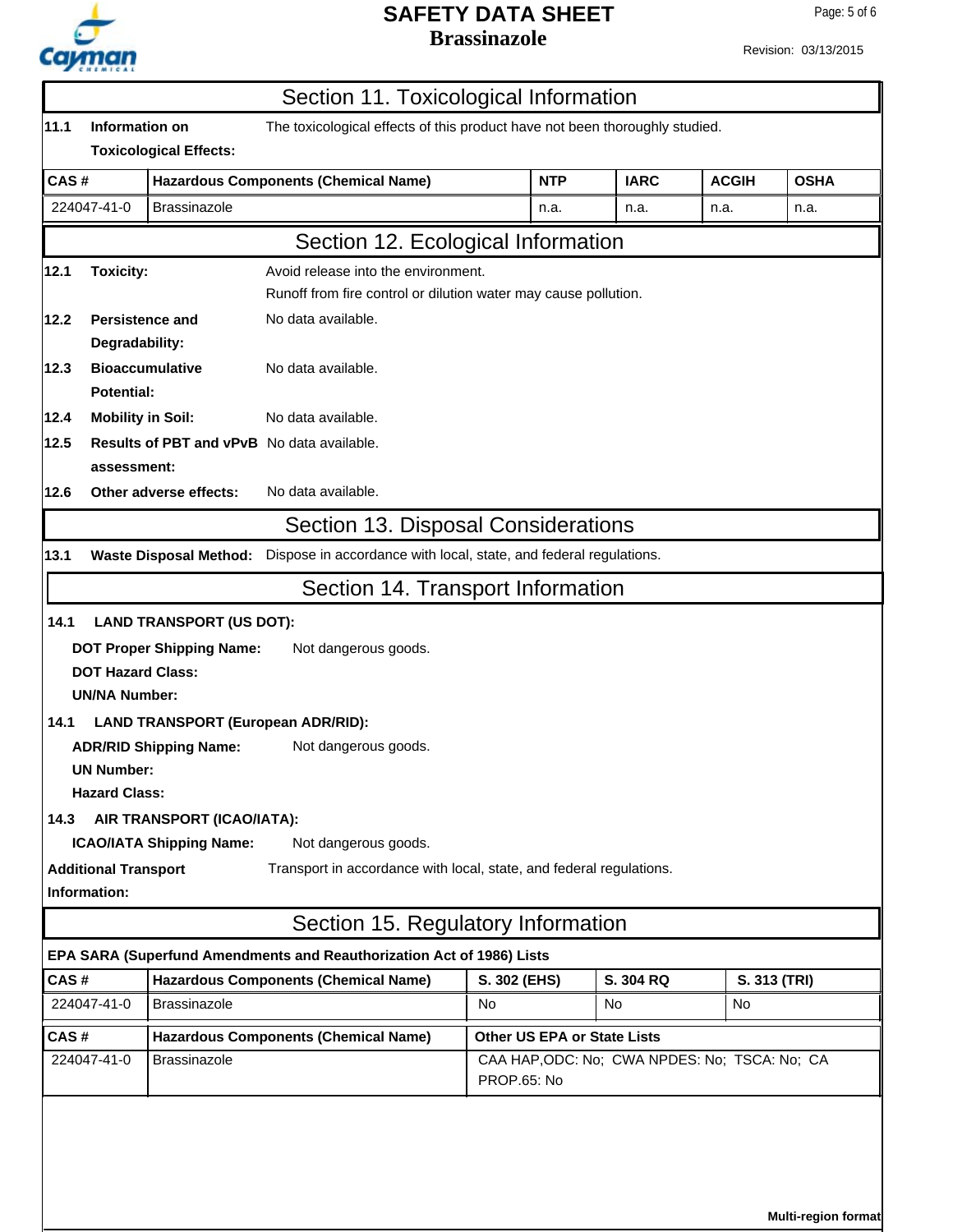## Section 11. Toxicological Information

**11.1 Information on Toxicological Effects:** The toxicological effects of this product have not been thoroughly studied.

| CAS # | Hazardous Components (Chemical Name) | NTP | IARC | ACGIH | OSHA |
|---|---|---|---|---|---|
| 224047-41-0 | Brassinazole | n.a. | n.a. | n.a. | n.a. |

## Section 12. Ecological Information

**12.1 Toxicity:** Avoid release into the environment.
Runoff from fire control or dilution water may cause pollution.

**12.2 Persistence and Degradability:** No data available.

**12.3 Bioaccumulative Potential:** No data available.

**12.4 Mobility in Soil:** No data available.

**12.5 Results of PBT and vPvB assessment:** No data available.

**12.6 Other adverse effects:** No data available.

## Section 13. Disposal Considerations

**13.1 Waste Disposal Method:** Dispose in accordance with local, state, and federal regulations.

## Section 14. Transport Information

**14.1 LAND TRANSPORT (US DOT):**

**DOT Proper Shipping Name:** Not dangerous goods.
**DOT Hazard Class:**
**UN/NA Number:**

**14.1 LAND TRANSPORT (European ADR/RID):**

**ADR/RID Shipping Name:** Not dangerous goods.
**UN Number:**
**Hazard Class:**

**14.3 AIR TRANSPORT (ICAO/IATA):**

**ICAO/IATA Shipping Name:** Not dangerous goods.

**Additional Transport Information:** Transport in accordance with local, state, and federal regulations.

## Section 15. Regulatory Information

**EPA SARA (Superfund Amendments and Reauthorization Act of 1986) Lists**

| CAS # | Hazardous Components (Chemical Name) | S. 302 (EHS) | S. 304 RQ | S. 313 (TRI) |
|---|---|---|---|---|
| 224047-41-0 | Brassinazole | No | No | No |

| CAS # | Hazardous Components (Chemical Name) | Other US EPA or State Lists |
|---|---|---|
| 224047-41-0 | Brassinazole | CAA HAP,ODC: No; CWA NPDES: No; TSCA: No; CA PROP.65: No |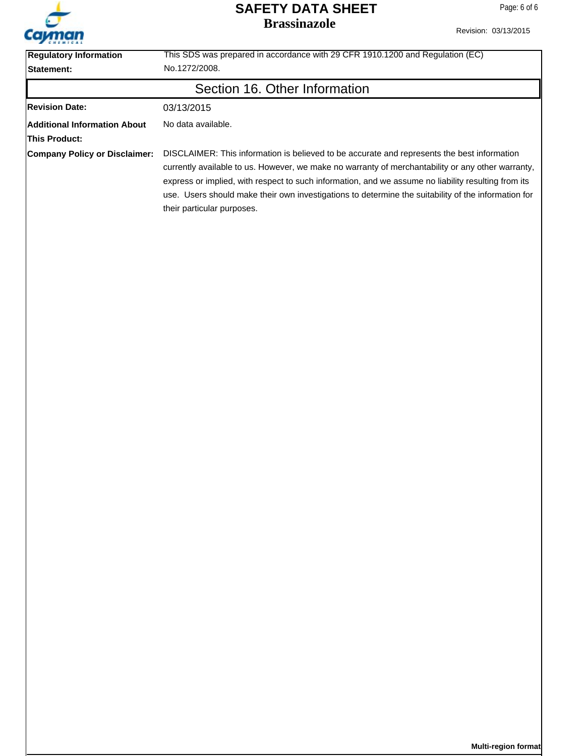| | |
|---|---|
| **Regulatory Information Statement:** | This SDS was prepared in accordance with 29 CFR 1910.1200 and Regulation (EC) No.1272/2008. |

## Section 16. Other Information

| | |
|---|---|
| **Revision Date:** | 03/13/2015 |
| **Additional Information About This Product:** | No data available. |
| **Company Policy or Disclaimer:** | DISCLAIMER: This information is believed to be accurate and represents the best information currently available to us. However, we make no warranty of merchantability or any other warranty, express or implied, with respect to such information, and we assume no liability resulting from its use. Users should make their own investigations to determine the suitability of the information for their particular purposes. |

**Multi-region format**